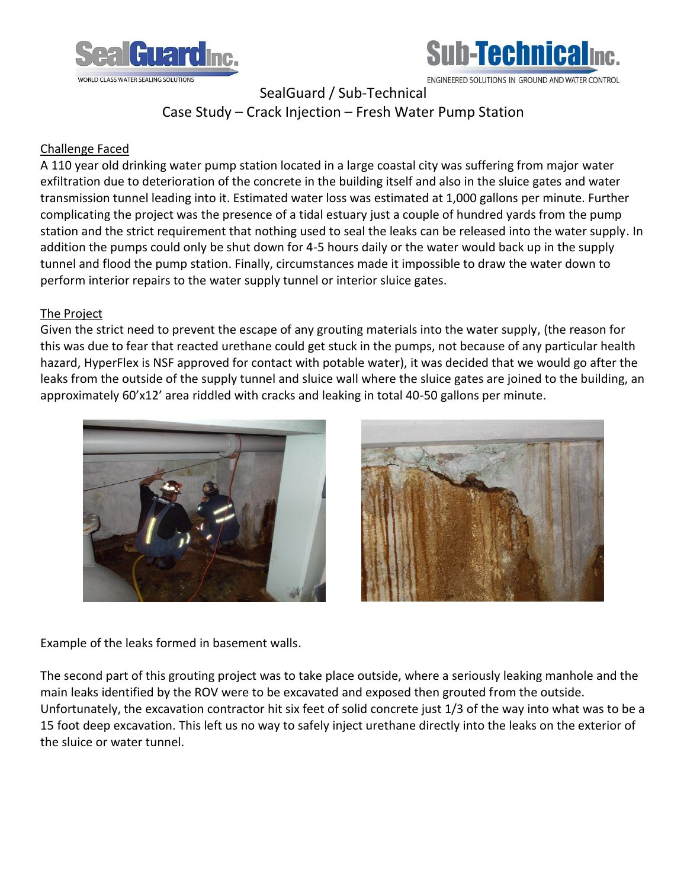SealGuard Inc. — WORLD CLASS WATER SEALING SOLUTIONS

Sub-Technical Inc. — ENGINEERED SOLUTIONS IN GROUND AND WATER CONTROL

# SealGuard / Sub-Technical
## Case Study – Crack Injection – Fresh Water Pump Station

### Challenge Faced

A 110 year old drinking water pump station located in a large coastal city was suffering from major water exfiltration due to deterioration of the concrete in the building itself and also in the sluice gates and water transmission tunnel leading into it. Estimated water loss was estimated at 1,000 gallons per minute. Further complicating the project was the presence of a tidal estuary just a couple of hundred yards from the pump station and the strict requirement that nothing used to seal the leaks can be released into the water supply. In addition the pumps could only be shut down for 4-5 hours daily or the water would back up in the supply tunnel and flood the pump station. Finally, circumstances made it impossible to draw the water down to perform interior repairs to the water supply tunnel or interior sluice gates.

### The Project

Given the strict need to prevent the escape of any grouting materials into the water supply, (the reason for this was due to fear that reacted urethane could get stuck in the pumps, not because of any particular health hazard, HyperFlex is NSF approved for contact with potable water), it was decided that we would go after the leaks from the outside of the supply tunnel and sluice wall where the sluice gates are joined to the building, an approximately 60'x12' area riddled with cracks and leaking in total 40-50 gallons per minute.

Example of the leaks formed in basement walls.

The second part of this grouting project was to take place outside, where a seriously leaking manhole and the main leaks identified by the ROV were to be excavated and exposed then grouted from the outside. Unfortunately, the excavation contractor hit six feet of solid concrete just 1/3 of the way into what was to be a 15 foot deep excavation. This left us no way to safely inject urethane directly into the leaks on the exterior of the sluice or water tunnel.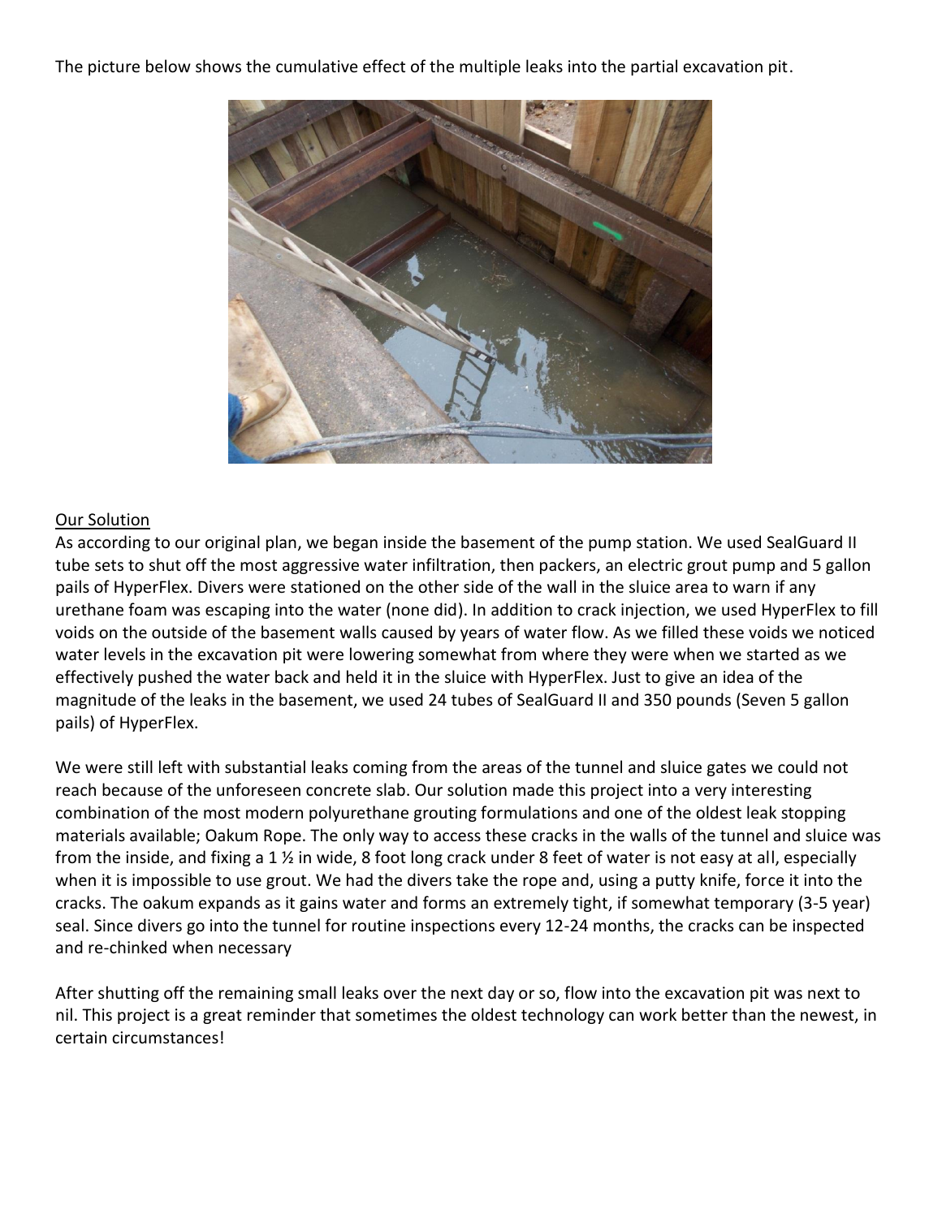The picture below shows the cumulative effect of the multiple leaks into the partial excavation pit.

Our Solution

As according to our original plan, we began inside the basement of the pump station. We used SealGuard II tube sets to shut off the most aggressive water infiltration, then packers, an electric grout pump and 5 gallon pails of HyperFlex. Divers were stationed on the other side of the wall in the sluice area to warn if any urethane foam was escaping into the water (none did). In addition to crack injection, we used HyperFlex to fill voids on the outside of the basement walls caused by years of water flow. As we filled these voids we noticed water levels in the excavation pit were lowering somewhat from where they were when we started as we effectively pushed the water back and held it in the sluice with HyperFlex. Just to give an idea of the magnitude of the leaks in the basement, we used 24 tubes of SealGuard II and 350 pounds (Seven 5 gallon pails) of HyperFlex.

We were still left with substantial leaks coming from the areas of the tunnel and sluice gates we could not reach because of the unforeseen concrete slab. Our solution made this project into a very interesting combination of the most modern polyurethane grouting formulations and one of the oldest leak stopping materials available; Oakum Rope. The only way to access these cracks in the walls of the tunnel and sluice was from the inside, and fixing a 1 ½ in wide, 8 foot long crack under 8 feet of water is not easy at all, especially when it is impossible to use grout. We had the divers take the rope and, using a putty knife, force it into the cracks. The oakum expands as it gains water and forms an extremely tight, if somewhat temporary (3-5 year) seal. Since divers go into the tunnel for routine inspections every 12-24 months, the cracks can be inspected and re-chinked when necessary

After shutting off the remaining small leaks over the next day or so, flow into the excavation pit was next to nil. This project is a great reminder that sometimes the oldest technology can work better than the newest, in certain circumstances!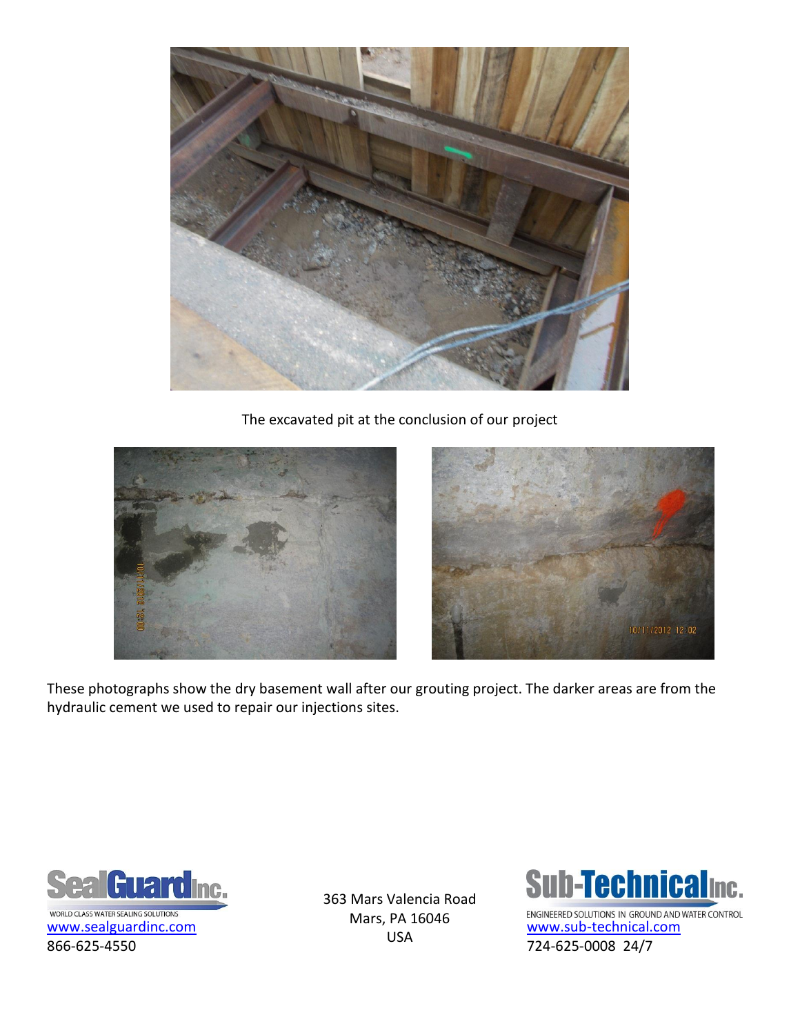The excavated pit at the conclusion of our project

These photographs show the dry basement wall after our grouting project. The darker areas are from the hydraulic cement we used to repair our injections sites.

SealGuard Inc.
WORLD CLASS WATER SEALING SOLUTIONS
www.sealguardinc.com
866-625-4550

363 Mars Valencia Road
Mars, PA 16046
USA

Sub-Technical Inc.
ENGINEERED SOLUTIONS IN GROUND AND WATER CONTROL
www.sub-technical.com
724-625-0008 24/7